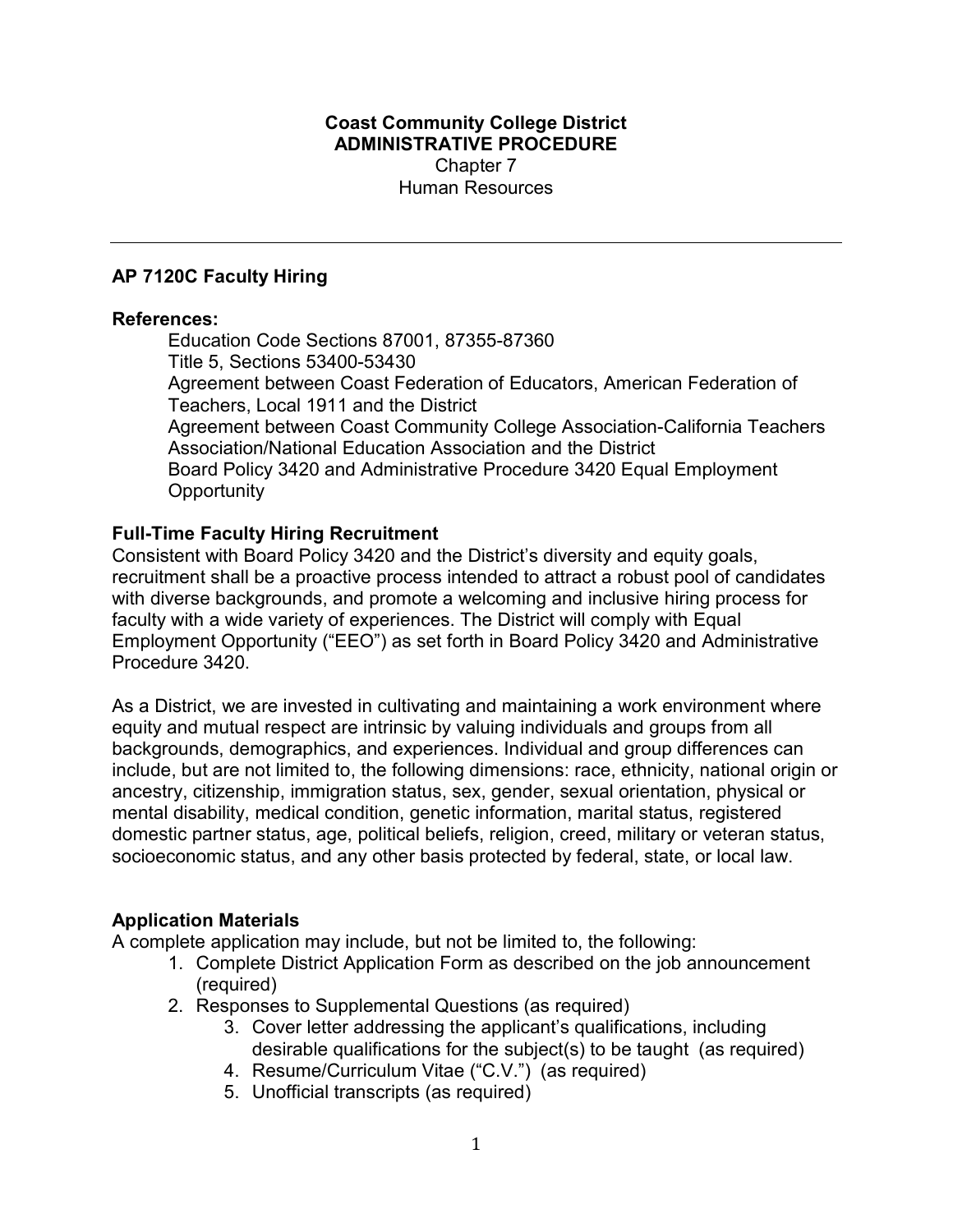**Coast Community College District**
**ADMINISTRATIVE PROCEDURE**
Chapter 7
Human Resources

---

## AP 7120C Faculty Hiring

### References:

Education Code Sections 87001, 87355-87360
Title 5, Sections 53400-53430
Agreement between Coast Federation of Educators, American Federation of Teachers, Local 1911 and the District
Agreement between Coast Community College Association-California Teachers Association/National Education Association and the District
Board Policy 3420 and Administrative Procedure 3420 Equal Employment Opportunity

### Full-Time Faculty Hiring Recruitment

Consistent with Board Policy 3420 and the District's diversity and equity goals, recruitment shall be a proactive process intended to attract a robust pool of candidates with diverse backgrounds, and promote a welcoming and inclusive hiring process for faculty with a wide variety of experiences. The District will comply with Equal Employment Opportunity ("EEO") as set forth in Board Policy 3420 and Administrative Procedure 3420.

As a District, we are invested in cultivating and maintaining a work environment where equity and mutual respect are intrinsic by valuing individuals and groups from all backgrounds, demographics, and experiences. Individual and group differences can include, but are not limited to, the following dimensions: race, ethnicity, national origin or ancestry, citizenship, immigration status, sex, gender, sexual orientation, physical or mental disability, medical condition, genetic information, marital status, registered domestic partner status, age, political beliefs, religion, creed, military or veteran status, socioeconomic status, and any other basis protected by federal, state, or local law.

### Application Materials

A complete application may include, but not be limited to, the following:

1. Complete District Application Form as described on the job announcement (required)
2. Responses to Supplemental Questions (as required)
3. Cover letter addressing the applicant's qualifications, including desirable qualifications for the subject(s) to be taught (as required)
4. Resume/Curriculum Vitae ("C.V.") (as required)
5. Unofficial transcripts (as required)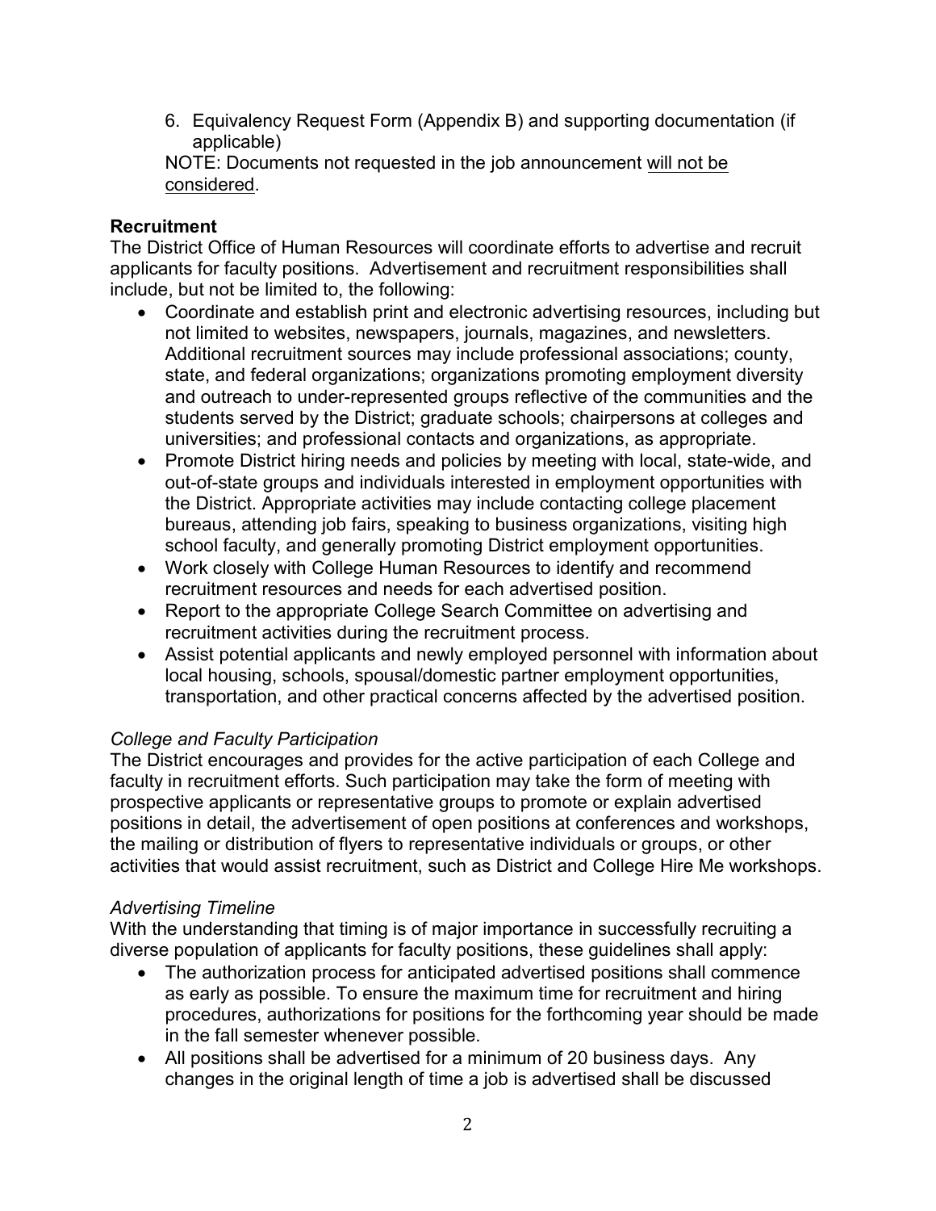6. Equivalency Request Form (Appendix B) and supporting documentation (if applicable)

NOTE: Documents not requested in the job announcement <u>will not be considered</u>.

**Recruitment**

The District Office of Human Resources will coordinate efforts to advertise and recruit applicants for faculty positions. Advertisement and recruitment responsibilities shall include, but not be limited to, the following:

- Coordinate and establish print and electronic advertising resources, including but not limited to websites, newspapers, journals, magazines, and newsletters. Additional recruitment sources may include professional associations; county, state, and federal organizations; organizations promoting employment diversity and outreach to under-represented groups reflective of the communities and the students served by the District; graduate schools; chairpersons at colleges and universities; and professional contacts and organizations, as appropriate.
- Promote District hiring needs and policies by meeting with local, state-wide, and out-of-state groups and individuals interested in employment opportunities with the District. Appropriate activities may include contacting college placement bureaus, attending job fairs, speaking to business organizations, visiting high school faculty, and generally promoting District employment opportunities.
- Work closely with College Human Resources to identify and recommend recruitment resources and needs for each advertised position.
- Report to the appropriate College Search Committee on advertising and recruitment activities during the recruitment process.
- Assist potential applicants and newly employed personnel with information about local housing, schools, spousal/domestic partner employment opportunities, transportation, and other practical concerns affected by the advertised position.

*College and Faculty Participation*

The District encourages and provides for the active participation of each College and faculty in recruitment efforts. Such participation may take the form of meeting with prospective applicants or representative groups to promote or explain advertised positions in detail, the advertisement of open positions at conferences and workshops, the mailing or distribution of flyers to representative individuals or groups, or other activities that would assist recruitment, such as District and College Hire Me workshops.

*Advertising Timeline*

With the understanding that timing is of major importance in successfully recruiting a diverse population of applicants for faculty positions, these guidelines shall apply:

- The authorization process for anticipated advertised positions shall commence as early as possible. To ensure the maximum time for recruitment and hiring procedures, authorizations for positions for the forthcoming year should be made in the fall semester whenever possible.
- All positions shall be advertised for a minimum of 20 business days. Any changes in the original length of time a job is advertised shall be discussed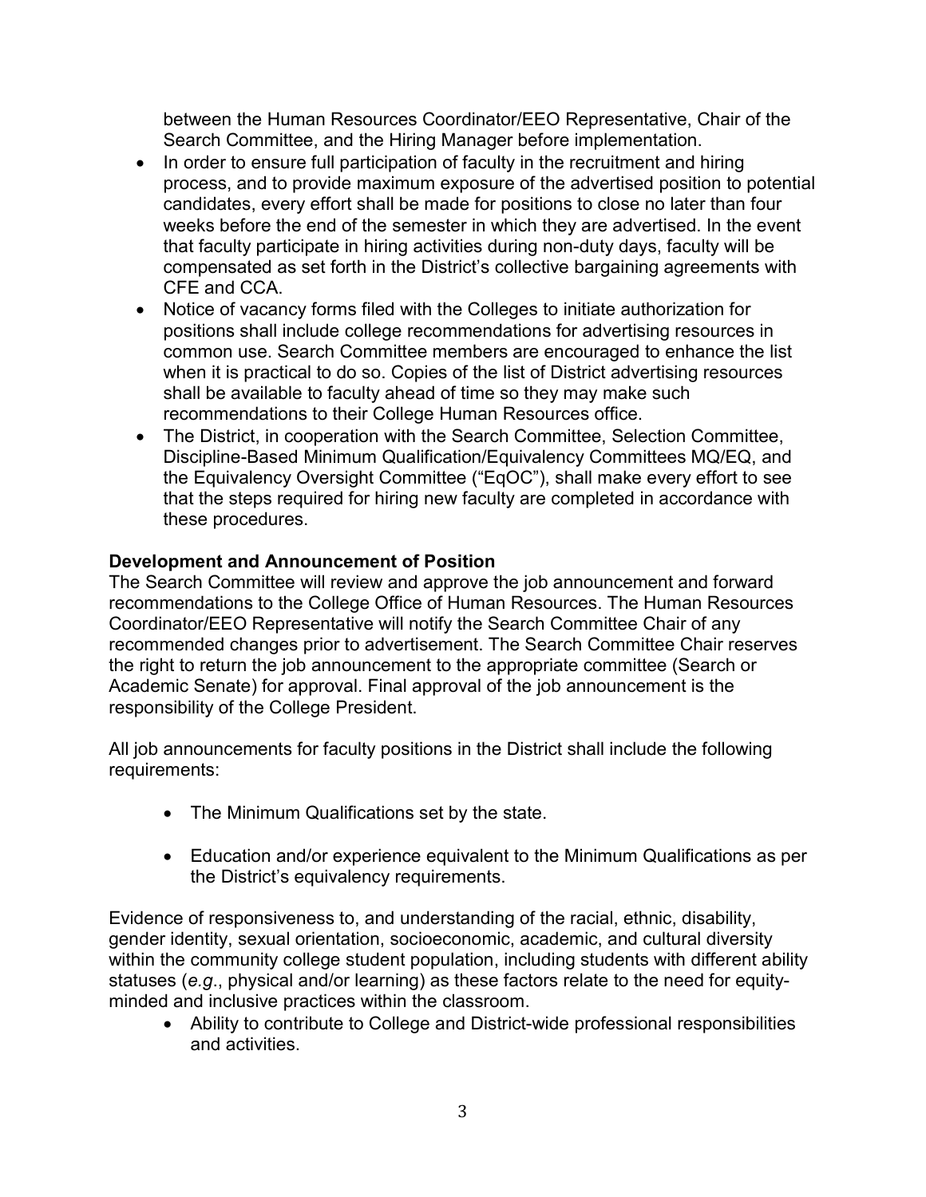between the Human Resources Coordinator/EEO Representative, Chair of the Search Committee, and the Hiring Manager before implementation.

- In order to ensure full participation of faculty in the recruitment and hiring process, and to provide maximum exposure of the advertised position to potential candidates, every effort shall be made for positions to close no later than four weeks before the end of the semester in which they are advertised. In the event that faculty participate in hiring activities during non-duty days, faculty will be compensated as set forth in the District's collective bargaining agreements with CFE and CCA.
- Notice of vacancy forms filed with the Colleges to initiate authorization for positions shall include college recommendations for advertising resources in common use. Search Committee members are encouraged to enhance the list when it is practical to do so. Copies of the list of District advertising resources shall be available to faculty ahead of time so they may make such recommendations to their College Human Resources office.
- The District, in cooperation with the Search Committee, Selection Committee, Discipline-Based Minimum Qualification/Equivalency Committees MQ/EQ, and the Equivalency Oversight Committee ("EqOC"), shall make every effort to see that the steps required for hiring new faculty are completed in accordance with these procedures.

**Development and Announcement of Position**

The Search Committee will review and approve the job announcement and forward recommendations to the College Office of Human Resources. The Human Resources Coordinator/EEO Representative will notify the Search Committee Chair of any recommended changes prior to advertisement. The Search Committee Chair reserves the right to return the job announcement to the appropriate committee (Search or Academic Senate) for approval. Final approval of the job announcement is the responsibility of the College President.

All job announcements for faculty positions in the District shall include the following requirements:

- The Minimum Qualifications set by the state.
- Education and/or experience equivalent to the Minimum Qualifications as per the District's equivalency requirements.

Evidence of responsiveness to, and understanding of the racial, ethnic, disability, gender identity, sexual orientation, socioeconomic, academic, and cultural diversity within the community college student population, including students with different ability statuses (*e.g*., physical and/or learning) as these factors relate to the need for equity-minded and inclusive practices within the classroom.

- Ability to contribute to College and District-wide professional responsibilities and activities.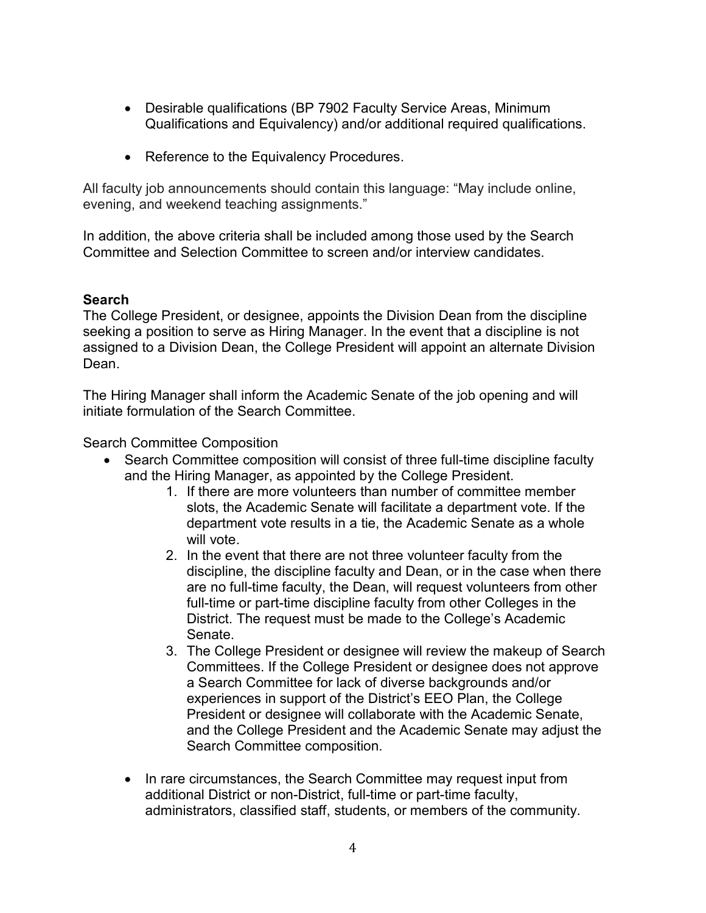- Desirable qualifications (BP 7902 Faculty Service Areas, Minimum Qualifications and Equivalency) and/or additional required qualifications.

- Reference to the Equivalency Procedures.

All faculty job announcements should contain this language: "May include online, evening, and weekend teaching assignments."

In addition, the above criteria shall be included among those used by the Search Committee and Selection Committee to screen and/or interview candidates.

**Search**

The College President, or designee, appoints the Division Dean from the discipline seeking a position to serve as Hiring Manager. In the event that a discipline is not assigned to a Division Dean, the College President will appoint an alternate Division Dean.

The Hiring Manager shall inform the Academic Senate of the job opening and will initiate formulation of the Search Committee.

Search Committee Composition

- Search Committee composition will consist of three full-time discipline faculty and the Hiring Manager, as appointed by the College President.
  1. If there are more volunteers than number of committee member slots, the Academic Senate will facilitate a department vote. If the department vote results in a tie, the Academic Senate as a whole will vote.
  2. In the event that there are not three volunteer faculty from the discipline, the discipline faculty and Dean, or in the case when there are no full-time faculty, the Dean, will request volunteers from other full-time or part-time discipline faculty from other Colleges in the District. The request must be made to the College's Academic Senate.
  3. The College President or designee will review the makeup of Search Committees. If the College President or designee does not approve a Search Committee for lack of diverse backgrounds and/or experiences in support of the District's EEO Plan, the College President or designee will collaborate with the Academic Senate, and the College President and the Academic Senate may adjust the Search Committee composition.

- In rare circumstances, the Search Committee may request input from additional District or non-District, full-time or part-time faculty, administrators, classified staff, students, or members of the community.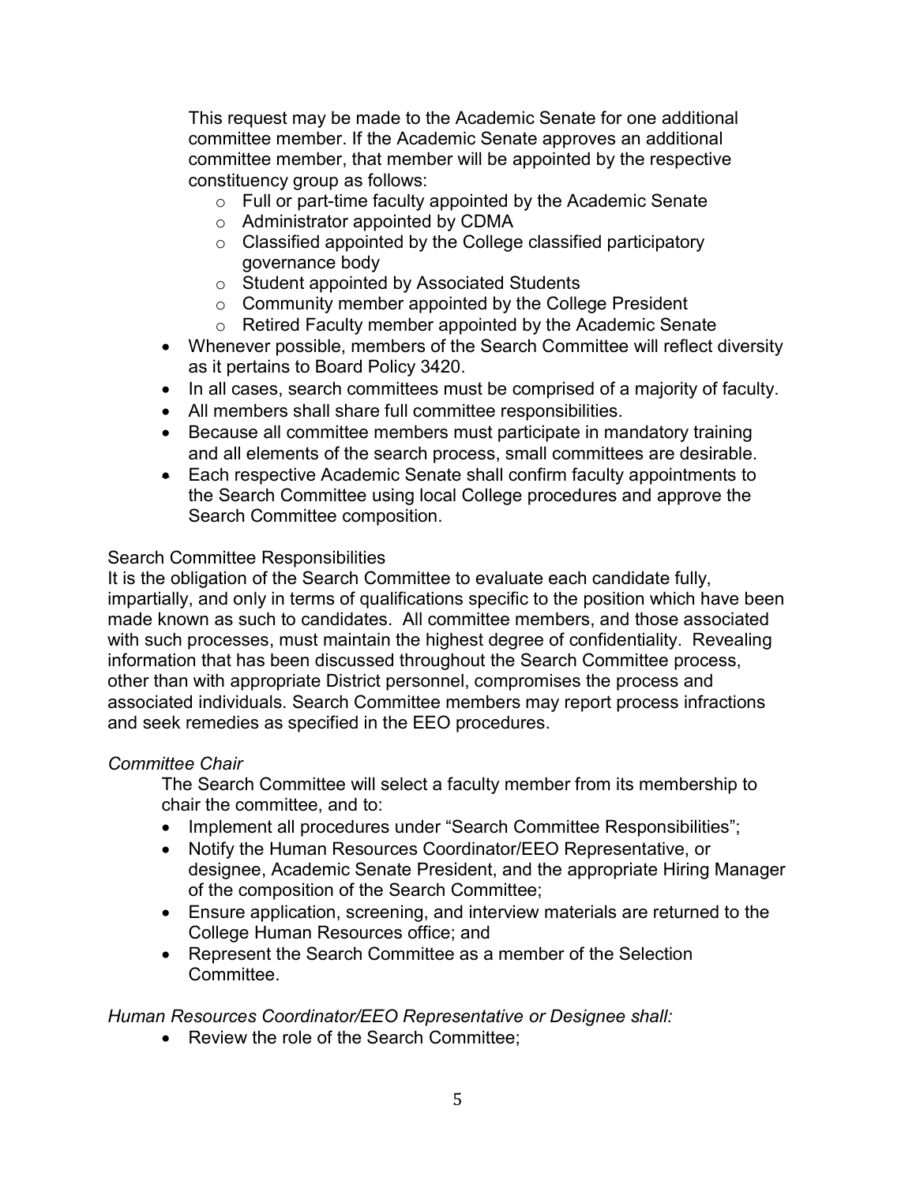This request may be made to the Academic Senate for one additional committee member. If the Academic Senate approves an additional committee member, that member will be appointed by the respective constituency group as follows:

- Full or part-time faculty appointed by the Academic Senate
- Administrator appointed by CDMA
- Classified appointed by the College classified participatory governance body
- Student appointed by Associated Students
- Community member appointed by the College President
- Retired Faculty member appointed by the Academic Senate

- Whenever possible, members of the Search Committee will reflect diversity as it pertains to Board Policy 3420.
- In all cases, search committees must be comprised of a majority of faculty.
- All members shall share full committee responsibilities.
- Because all committee members must participate in mandatory training and all elements of the search process, small committees are desirable.
- Each respective Academic Senate shall confirm faculty appointments to the Search Committee using local College procedures and approve the Search Committee composition.

Search Committee Responsibilities

It is the obligation of the Search Committee to evaluate each candidate fully, impartially, and only in terms of qualifications specific to the position which have been made known as such to candidates. All committee members, and those associated with such processes, must maintain the highest degree of confidentiality. Revealing information that has been discussed throughout the Search Committee process, other than with appropriate District personnel, compromises the process and associated individuals. Search Committee members may report process infractions and seek remedies as specified in the EEO procedures.

*Committee Chair*

The Search Committee will select a faculty member from its membership to chair the committee, and to:

- Implement all procedures under "Search Committee Responsibilities";
- Notify the Human Resources Coordinator/EEO Representative, or designee, Academic Senate President, and the appropriate Hiring Manager of the composition of the Search Committee;
- Ensure application, screening, and interview materials are returned to the College Human Resources office; and
- Represent the Search Committee as a member of the Selection Committee.

*Human Resources Coordinator/EEO Representative or Designee shall:*

- Review the role of the Search Committee;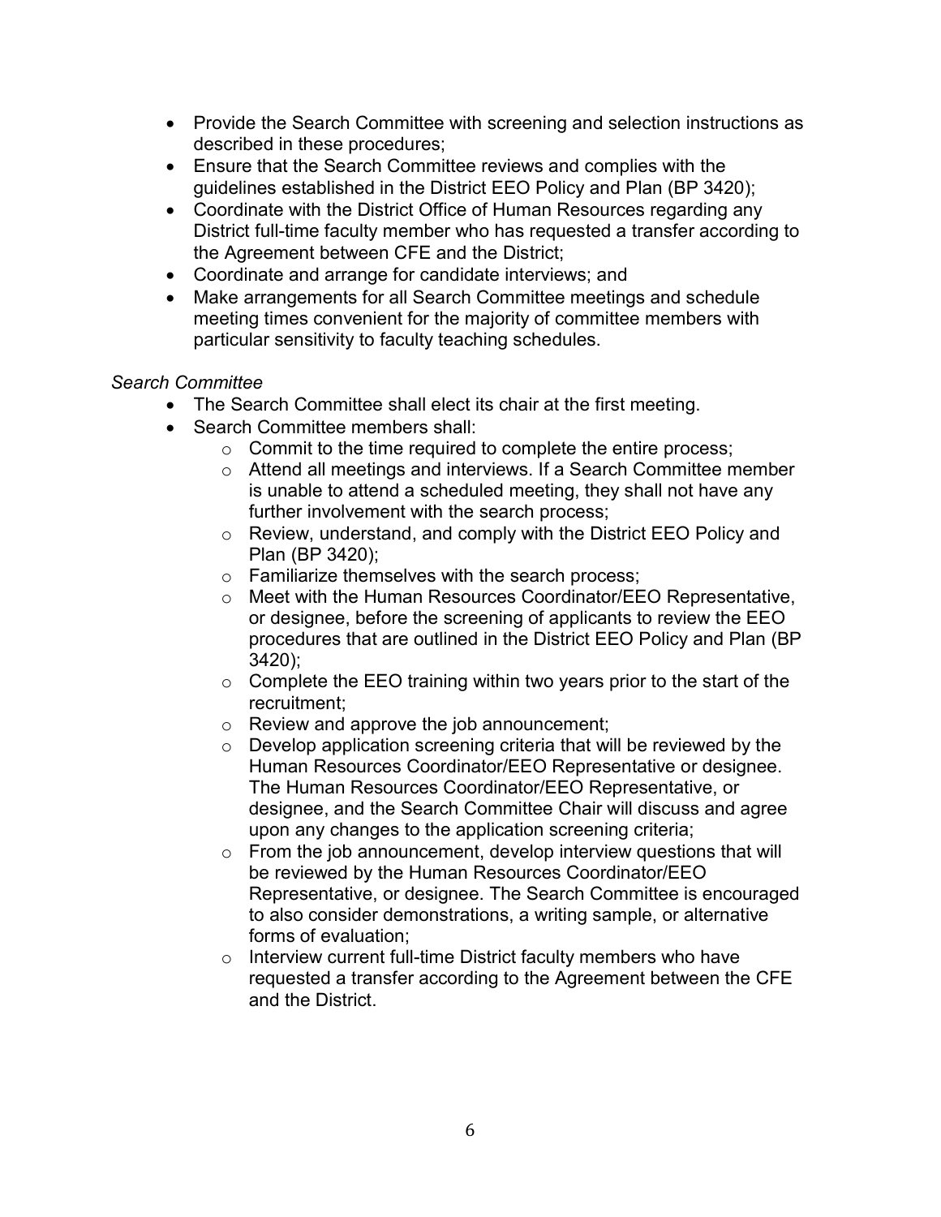- Provide the Search Committee with screening and selection instructions as described in these procedures;
- Ensure that the Search Committee reviews and complies with the guidelines established in the District EEO Policy and Plan (BP 3420);
- Coordinate with the District Office of Human Resources regarding any District full-time faculty member who has requested a transfer according to the Agreement between CFE and the District;
- Coordinate and arrange for candidate interviews; and
- Make arrangements for all Search Committee meetings and schedule meeting times convenient for the majority of committee members with particular sensitivity to faculty teaching schedules.

*Search Committee*

- The Search Committee shall elect its chair at the first meeting.
- Search Committee members shall:
  - Commit to the time required to complete the entire process;
  - Attend all meetings and interviews. If a Search Committee member is unable to attend a scheduled meeting, they shall not have any further involvement with the search process;
  - Review, understand, and comply with the District EEO Policy and Plan (BP 3420);
  - Familiarize themselves with the search process;
  - Meet with the Human Resources Coordinator/EEO Representative, or designee, before the screening of applicants to review the EEO procedures that are outlined in the District EEO Policy and Plan (BP 3420);
  - Complete the EEO training within two years prior to the start of the recruitment;
  - Review and approve the job announcement;
  - Develop application screening criteria that will be reviewed by the Human Resources Coordinator/EEO Representative or designee. The Human Resources Coordinator/EEO Representative, or designee, and the Search Committee Chair will discuss and agree upon any changes to the application screening criteria;
  - From the job announcement, develop interview questions that will be reviewed by the Human Resources Coordinator/EEO Representative, or designee. The Search Committee is encouraged to also consider demonstrations, a writing sample, or alternative forms of evaluation;
  - Interview current full-time District faculty members who have requested a transfer according to the Agreement between the CFE and the District.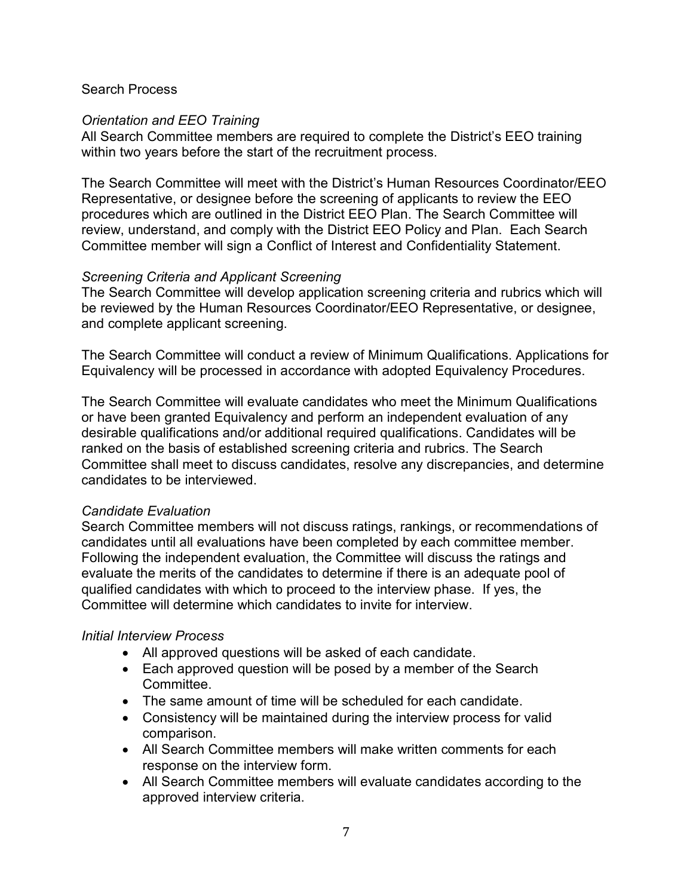## Search Process

### *Orientation and EEO Training*

All Search Committee members are required to complete the District's EEO training within two years before the start of the recruitment process.

The Search Committee will meet with the District's Human Resources Coordinator/EEO Representative, or designee before the screening of applicants to review the EEO procedures which are outlined in the District EEO Plan. The Search Committee will review, understand, and comply with the District EEO Policy and Plan. Each Search Committee member will sign a Conflict of Interest and Confidentiality Statement.

### *Screening Criteria and Applicant Screening*

The Search Committee will develop application screening criteria and rubrics which will be reviewed by the Human Resources Coordinator/EEO Representative, or designee, and complete applicant screening.

The Search Committee will conduct a review of Minimum Qualifications. Applications for Equivalency will be processed in accordance with adopted Equivalency Procedures.

The Search Committee will evaluate candidates who meet the Minimum Qualifications or have been granted Equivalency and perform an independent evaluation of any desirable qualifications and/or additional required qualifications. Candidates will be ranked on the basis of established screening criteria and rubrics. The Search Committee shall meet to discuss candidates, resolve any discrepancies, and determine candidates to be interviewed.

### *Candidate Evaluation*

Search Committee members will not discuss ratings, rankings, or recommendations of candidates until all evaluations have been completed by each committee member. Following the independent evaluation, the Committee will discuss the ratings and evaluate the merits of the candidates to determine if there is an adequate pool of qualified candidates with which to proceed to the interview phase. If yes, the Committee will determine which candidates to invite for interview.

### *Initial Interview Process*

- All approved questions will be asked of each candidate.
- Each approved question will be posed by a member of the Search Committee.
- The same amount of time will be scheduled for each candidate.
- Consistency will be maintained during the interview process for valid comparison.
- All Search Committee members will make written comments for each response on the interview form.
- All Search Committee members will evaluate candidates according to the approved interview criteria.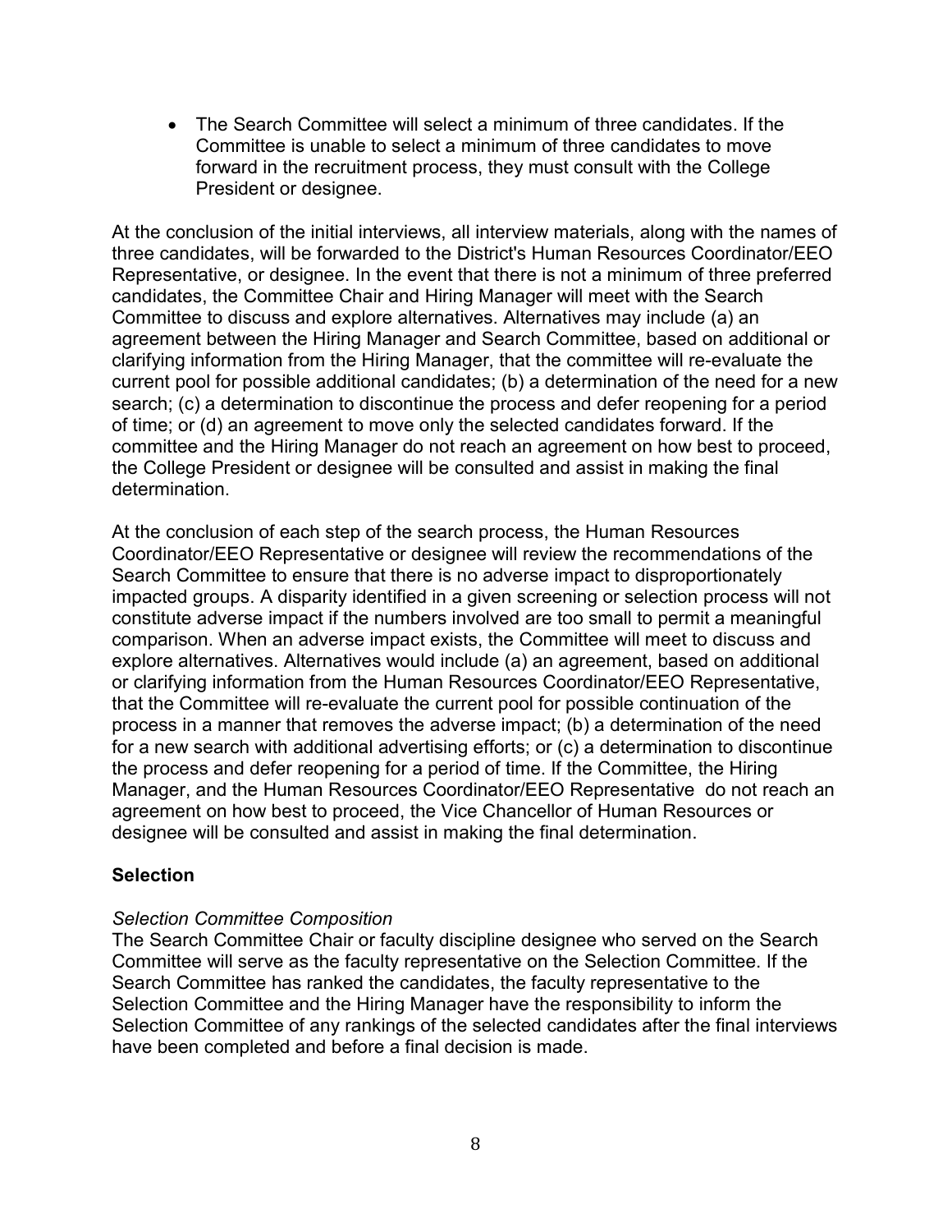- The Search Committee will select a minimum of three candidates. If the Committee is unable to select a minimum of three candidates to move forward in the recruitment process, they must consult with the College President or designee.

At the conclusion of the initial interviews, all interview materials, along with the names of three candidates, will be forwarded to the District's Human Resources Coordinator/EEO Representative, or designee. In the event that there is not a minimum of three preferred candidates, the Committee Chair and Hiring Manager will meet with the Search Committee to discuss and explore alternatives. Alternatives may include (a) an agreement between the Hiring Manager and Search Committee, based on additional or clarifying information from the Hiring Manager, that the committee will re-evaluate the current pool for possible additional candidates; (b) a determination of the need for a new search; (c) a determination to discontinue the process and defer reopening for a period of time; or (d) an agreement to move only the selected candidates forward. If the committee and the Hiring Manager do not reach an agreement on how best to proceed, the College President or designee will be consulted and assist in making the final determination.

At the conclusion of each step of the search process, the Human Resources Coordinator/EEO Representative or designee will review the recommendations of the Search Committee to ensure that there is no adverse impact to disproportionately impacted groups. A disparity identified in a given screening or selection process will not constitute adverse impact if the numbers involved are too small to permit a meaningful comparison. When an adverse impact exists, the Committee will meet to discuss and explore alternatives. Alternatives would include (a) an agreement, based on additional or clarifying information from the Human Resources Coordinator/EEO Representative, that the Committee will re-evaluate the current pool for possible continuation of the process in a manner that removes the adverse impact; (b) a determination of the need for a new search with additional advertising efforts; or (c) a determination to discontinue the process and defer reopening for a period of time. If the Committee, the Hiring Manager, and the Human Resources Coordinator/EEO Representative do not reach an agreement on how best to proceed, the Vice Chancellor of Human Resources or designee will be consulted and assist in making the final determination.

**Selection**

*Selection Committee Composition*
The Search Committee Chair or faculty discipline designee who served on the Search Committee will serve as the faculty representative on the Selection Committee. If the Search Committee has ranked the candidates, the faculty representative to the Selection Committee and the Hiring Manager have the responsibility to inform the Selection Committee of any rankings of the selected candidates after the final interviews have been completed and before a final decision is made.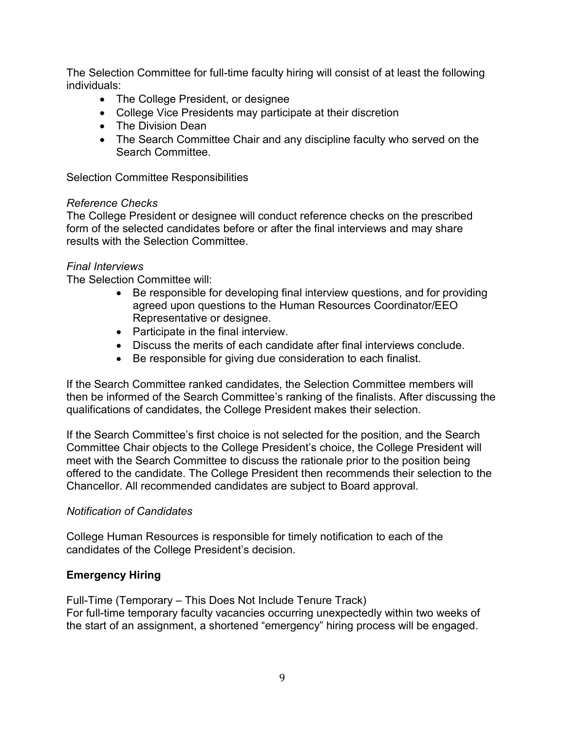The Selection Committee for full-time faculty hiring will consist of at least the following individuals:

- The College President, or designee
- College Vice Presidents may participate at their discretion
- The Division Dean
- The Search Committee Chair and any discipline faculty who served on the Search Committee.

Selection Committee Responsibilities

*Reference Checks*
The College President or designee will conduct reference checks on the prescribed form of the selected candidates before or after the final interviews and may share results with the Selection Committee.

*Final Interviews*
The Selection Committee will:

- Be responsible for developing final interview questions, and for providing agreed upon questions to the Human Resources Coordinator/EEO Representative or designee.
- Participate in the final interview.
- Discuss the merits of each candidate after final interviews conclude.
- Be responsible for giving due consideration to each finalist.

If the Search Committee ranked candidates, the Selection Committee members will then be informed of the Search Committee's ranking of the finalists. After discussing the qualifications of candidates, the College President makes their selection.

If the Search Committee's first choice is not selected for the position, and the Search Committee Chair objects to the College President's choice, the College President will meet with the Search Committee to discuss the rationale prior to the position being offered to the candidate. The College President then recommends their selection to the Chancellor. All recommended candidates are subject to Board approval.

*Notification of Candidates*

College Human Resources is responsible for timely notification to each of the candidates of the College President's decision.

**Emergency Hiring**

Full-Time (Temporary – This Does Not Include Tenure Track)
For full-time temporary faculty vacancies occurring unexpectedly within two weeks of the start of an assignment, a shortened "emergency" hiring process will be engaged.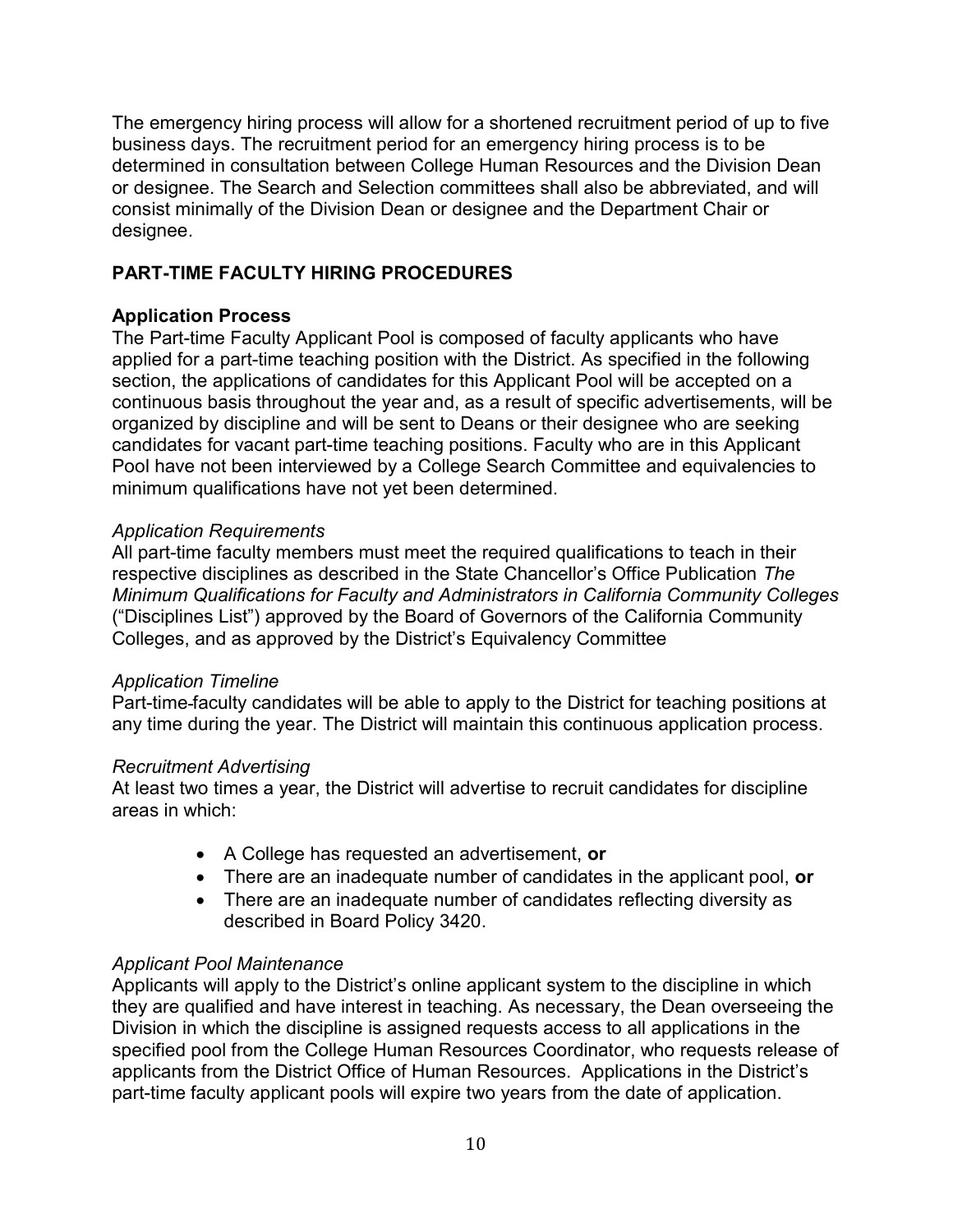The emergency hiring process will allow for a shortened recruitment period of up to five business days. The recruitment period for an emergency hiring process is to be determined in consultation between College Human Resources and the Division Dean or designee. The Search and Selection committees shall also be abbreviated, and will consist minimally of the Division Dean or designee and the Department Chair or designee.

## PART-TIME FACULTY HIRING PROCEDURES

### Application Process

The Part-time Faculty Applicant Pool is composed of faculty applicants who have applied for a part-time teaching position with the District. As specified in the following section, the applications of candidates for this Applicant Pool will be accepted on a continuous basis throughout the year and, as a result of specific advertisements, will be organized by discipline and will be sent to Deans or their designee who are seeking candidates for vacant part-time teaching positions. Faculty who are in this Applicant Pool have not been interviewed by a College Search Committee and equivalencies to minimum qualifications have not yet been determined.

*Application Requirements*

All part-time faculty members must meet the required qualifications to teach in their respective disciplines as described in the State Chancellor's Office Publication *The Minimum Qualifications for Faculty and Administrators in California Community Colleges* ("Disciplines List") approved by the Board of Governors of the California Community Colleges, and as approved by the District's Equivalency Committee

*Application Timeline*

Part-time faculty candidates will be able to apply to the District for teaching positions at any time during the year. The District will maintain this continuous application process.

*Recruitment Advertising*

At least two times a year, the District will advertise to recruit candidates for discipline areas in which:

- A College has requested an advertisement, **or**
- There are an inadequate number of candidates in the applicant pool, **or**
- There are an inadequate number of candidates reflecting diversity as described in Board Policy 3420.

*Applicant Pool Maintenance*

Applicants will apply to the District's online applicant system to the discipline in which they are qualified and have interest in teaching. As necessary, the Dean overseeing the Division in which the discipline is assigned requests access to all applications in the specified pool from the College Human Resources Coordinator, who requests release of applicants from the District Office of Human Resources. Applications in the District's part-time faculty applicant pools will expire two years from the date of application.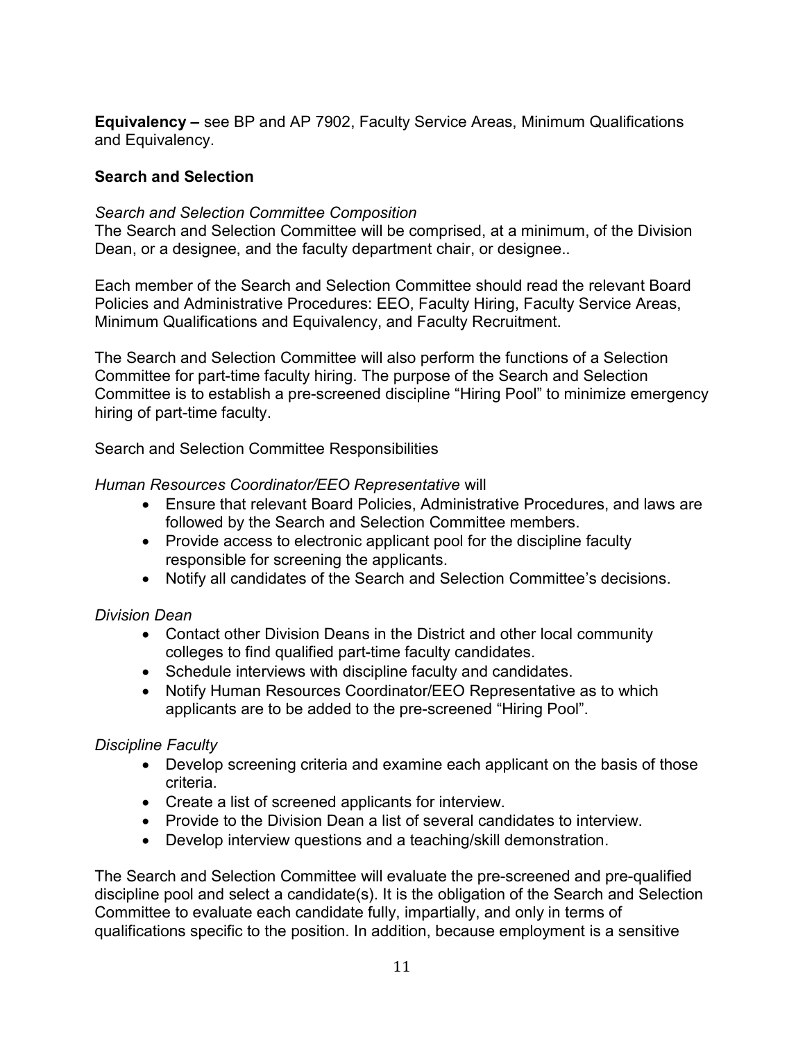**Equivalency –** see BP and AP 7902, Faculty Service Areas, Minimum Qualifications and Equivalency.

**Search and Selection**

*Search and Selection Committee Composition*
The Search and Selection Committee will be comprised, at a minimum, of the Division Dean, or a designee, and the faculty department chair, or designee..

Each member of the Search and Selection Committee should read the relevant Board Policies and Administrative Procedures: EEO, Faculty Hiring, Faculty Service Areas, Minimum Qualifications and Equivalency, and Faculty Recruitment.

The Search and Selection Committee will also perform the functions of a Selection Committee for part-time faculty hiring. The purpose of the Search and Selection Committee is to establish a pre-screened discipline "Hiring Pool" to minimize emergency hiring of part-time faculty.

Search and Selection Committee Responsibilities

*Human Resources Coordinator/EEO Representative* will

- Ensure that relevant Board Policies, Administrative Procedures, and laws are followed by the Search and Selection Committee members.
- Provide access to electronic applicant pool for the discipline faculty responsible for screening the applicants.
- Notify all candidates of the Search and Selection Committee's decisions.

*Division Dean*

- Contact other Division Deans in the District and other local community colleges to find qualified part-time faculty candidates.
- Schedule interviews with discipline faculty and candidates.
- Notify Human Resources Coordinator/EEO Representative as to which applicants are to be added to the pre-screened "Hiring Pool".

*Discipline Faculty*

- Develop screening criteria and examine each applicant on the basis of those criteria.
- Create a list of screened applicants for interview.
- Provide to the Division Dean a list of several candidates to interview.
- Develop interview questions and a teaching/skill demonstration.

The Search and Selection Committee will evaluate the pre-screened and pre-qualified discipline pool and select a candidate(s). It is the obligation of the Search and Selection Committee to evaluate each candidate fully, impartially, and only in terms of qualifications specific to the position. In addition, because employment is a sensitive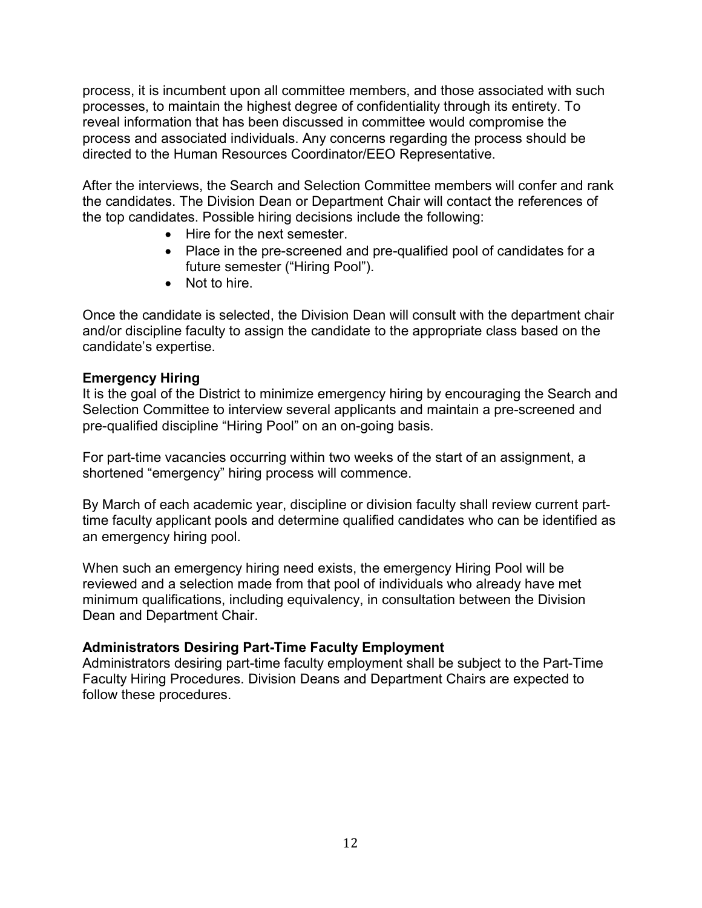process, it is incumbent upon all committee members, and those associated with such processes, to maintain the highest degree of confidentiality through its entirety. To reveal information that has been discussed in committee would compromise the process and associated individuals. Any concerns regarding the process should be directed to the Human Resources Coordinator/EEO Representative.

After the interviews, the Search and Selection Committee members will confer and rank the candidates. The Division Dean or Department Chair will contact the references of the top candidates. Possible hiring decisions include the following:

- Hire for the next semester.
- Place in the pre-screened and pre-qualified pool of candidates for a future semester ("Hiring Pool").
- Not to hire.

Once the candidate is selected, the Division Dean will consult with the department chair and/or discipline faculty to assign the candidate to the appropriate class based on the candidate's expertise.

**Emergency Hiring**

It is the goal of the District to minimize emergency hiring by encouraging the Search and Selection Committee to interview several applicants and maintain a pre-screened and pre-qualified discipline "Hiring Pool" on an on-going basis.

For part-time vacancies occurring within two weeks of the start of an assignment, a shortened "emergency" hiring process will commence.

By March of each academic year, discipline or division faculty shall review current part-time faculty applicant pools and determine qualified candidates who can be identified as an emergency hiring pool.

When such an emergency hiring need exists, the emergency Hiring Pool will be reviewed and a selection made from that pool of individuals who already have met minimum qualifications, including equivalency, in consultation between the Division Dean and Department Chair.

**Administrators Desiring Part-Time Faculty Employment**

Administrators desiring part-time faculty employment shall be subject to the Part-Time Faculty Hiring Procedures. Division Deans and Department Chairs are expected to follow these procedures.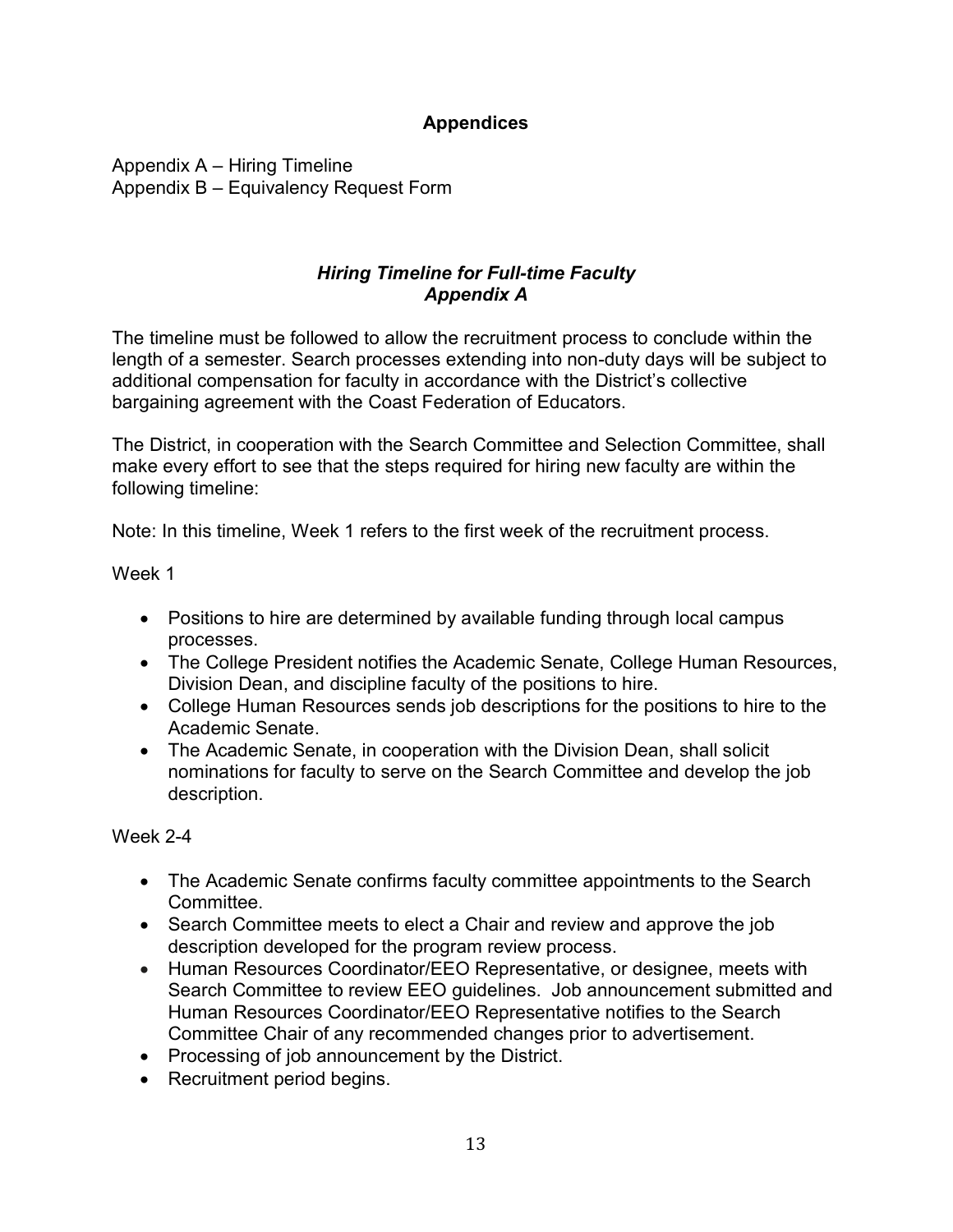## Appendices

Appendix A – Hiring Timeline
Appendix B – Equivalency Request Form

### *Hiring Timeline for Full-time Faculty*
### *Appendix A*

The timeline must be followed to allow the recruitment process to conclude within the length of a semester. Search processes extending into non-duty days will be subject to additional compensation for faculty in accordance with the District's collective bargaining agreement with the Coast Federation of Educators.

The District, in cooperation with the Search Committee and Selection Committee, shall make every effort to see that the steps required for hiring new faculty are within the following timeline:

Note: In this timeline, Week 1 refers to the first week of the recruitment process.

Week 1

- Positions to hire are determined by available funding through local campus processes.
- The College President notifies the Academic Senate, College Human Resources, Division Dean, and discipline faculty of the positions to hire.
- College Human Resources sends job descriptions for the positions to hire to the Academic Senate.
- The Academic Senate, in cooperation with the Division Dean, shall solicit nominations for faculty to serve on the Search Committee and develop the job description.

Week 2-4

- The Academic Senate confirms faculty committee appointments to the Search Committee.
- Search Committee meets to elect a Chair and review and approve the job description developed for the program review process.
- Human Resources Coordinator/EEO Representative, or designee, meets with Search Committee to review EEO guidelines. Job announcement submitted and Human Resources Coordinator/EEO Representative notifies to the Search Committee Chair of any recommended changes prior to advertisement.
- Processing of job announcement by the District.
- Recruitment period begins.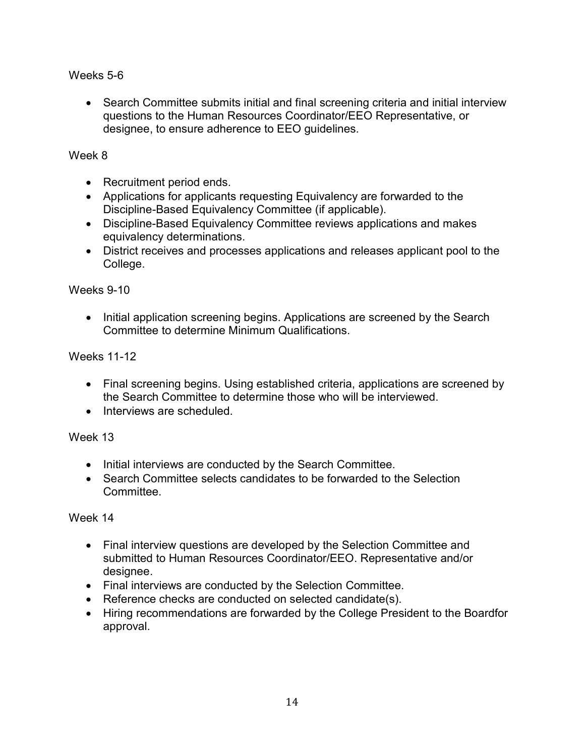Weeks 5-6

- Search Committee submits initial and final screening criteria and initial interview questions to the Human Resources Coordinator/EEO Representative, or designee, to ensure adherence to EEO guidelines.

Week 8

- Recruitment period ends.
- Applications for applicants requesting Equivalency are forwarded to the Discipline-Based Equivalency Committee (if applicable).
- Discipline-Based Equivalency Committee reviews applications and makes equivalency determinations.
- District receives and processes applications and releases applicant pool to the College.

Weeks 9-10

- Initial application screening begins. Applications are screened by the Search Committee to determine Minimum Qualifications.

Weeks 11-12

- Final screening begins. Using established criteria, applications are screened by the Search Committee to determine those who will be interviewed.
- Interviews are scheduled.

Week 13

- Initial interviews are conducted by the Search Committee.
- Search Committee selects candidates to be forwarded to the Selection Committee.

Week 14

- Final interview questions are developed by the Selection Committee and submitted to Human Resources Coordinator/EEO. Representative and/or designee.
- Final interviews are conducted by the Selection Committee.
- Reference checks are conducted on selected candidate(s).
- Hiring recommendations are forwarded by the College President to the Boardfor approval.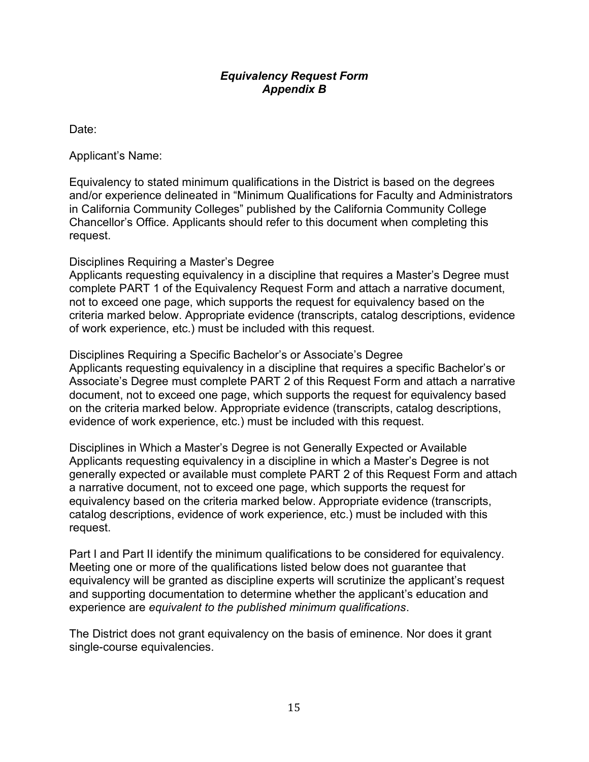## *Equivalency Request Form*
## *Appendix B*

Date:

Applicant's Name:

Equivalency to stated minimum qualifications in the District is based on the degrees and/or experience delineated in "Minimum Qualifications for Faculty and Administrators in California Community Colleges" published by the California Community College Chancellor's Office. Applicants should refer to this document when completing this request.

Disciplines Requiring a Master's Degree
Applicants requesting equivalency in a discipline that requires a Master's Degree must complete PART 1 of the Equivalency Request Form and attach a narrative document, not to exceed one page, which supports the request for equivalency based on the criteria marked below. Appropriate evidence (transcripts, catalog descriptions, evidence of work experience, etc.) must be included with this request.

Disciplines Requiring a Specific Bachelor's or Associate's Degree
Applicants requesting equivalency in a discipline that requires a specific Bachelor's or Associate's Degree must complete PART 2 of this Request Form and attach a narrative document, not to exceed one page, which supports the request for equivalency based on the criteria marked below. Appropriate evidence (transcripts, catalog descriptions, evidence of work experience, etc.) must be included with this request.

Disciplines in Which a Master's Degree is not Generally Expected or Available
Applicants requesting equivalency in a discipline in which a Master's Degree is not generally expected or available must complete PART 2 of this Request Form and attach a narrative document, not to exceed one page, which supports the request for equivalency based on the criteria marked below. Appropriate evidence (transcripts, catalog descriptions, evidence of work experience, etc.) must be included with this request.

Part I and Part II identify the minimum qualifications to be considered for equivalency. Meeting one or more of the qualifications listed below does not guarantee that equivalency will be granted as discipline experts will scrutinize the applicant's request and supporting documentation to determine whether the applicant's education and experience are *equivalent to the published minimum qualifications*.

The District does not grant equivalency on the basis of eminence. Nor does it grant single-course equivalencies.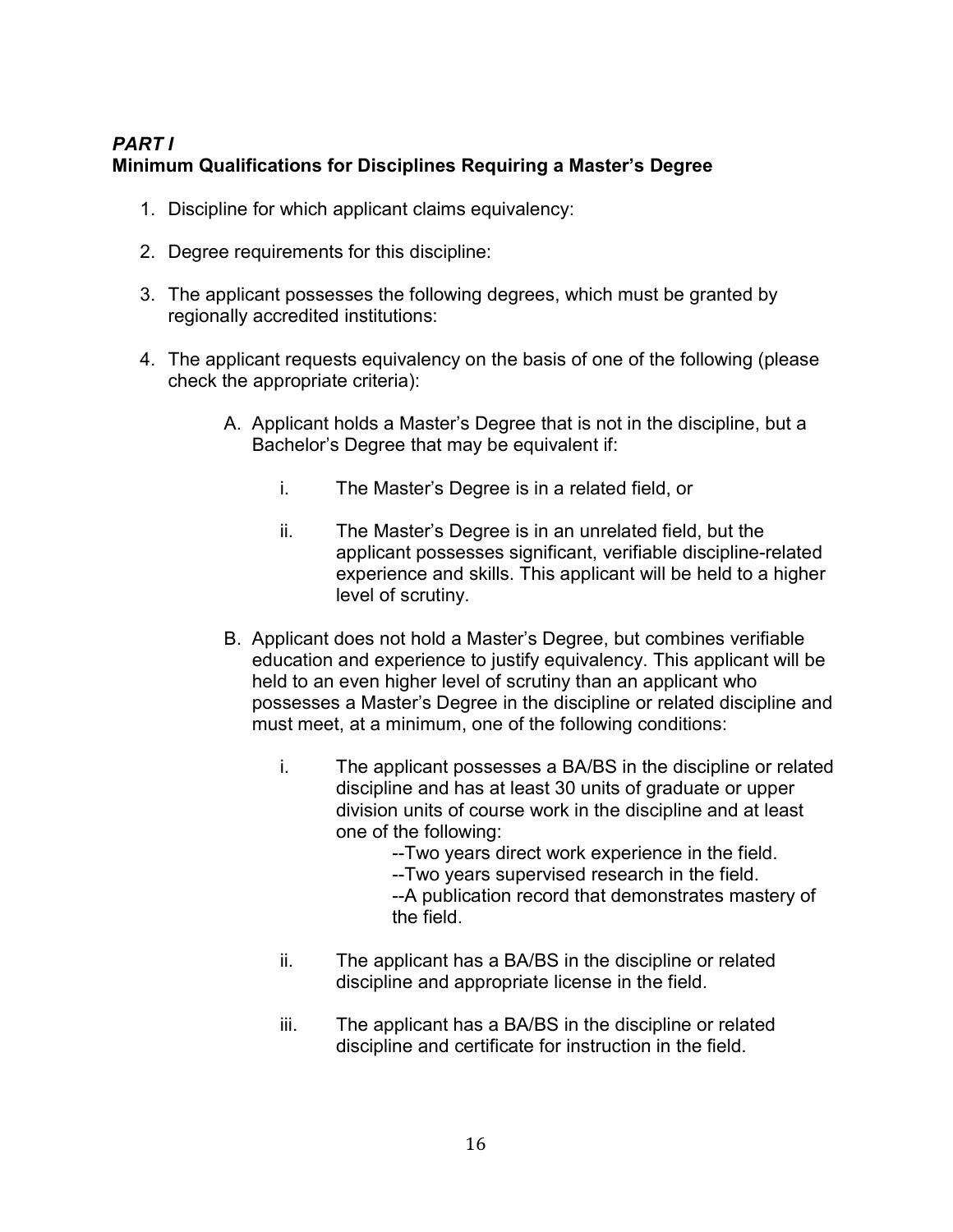### *PART I*
### **Minimum Qualifications for Disciplines Requiring a Master's Degree**

1. Discipline for which applicant claims equivalency:

2. Degree requirements for this discipline:

3. The applicant possesses the following degrees, which must be granted by regionally accredited institutions:

4. The applicant requests equivalency on the basis of one of the following (please check the appropriate criteria):

   A. Applicant holds a Master's Degree that is not in the discipline, but a Bachelor's Degree that may be equivalent if:

      i. The Master's Degree is in a related field, or

      ii. The Master's Degree is in an unrelated field, but the applicant possesses significant, verifiable discipline-related experience and skills. This applicant will be held to a higher level of scrutiny.

   B. Applicant does not hold a Master's Degree, but combines verifiable education and experience to justify equivalency. This applicant will be held to an even higher level of scrutiny than an applicant who possesses a Master's Degree in the discipline or related discipline and must meet, at a minimum, one of the following conditions:

      i. The applicant possesses a BA/BS in the discipline or related discipline and has at least 30 units of graduate or upper division units of course work in the discipline and at least one of the following:

         --Two years direct work experience in the field.
         --Two years supervised research in the field.
         --A publication record that demonstrates mastery of the field.

      ii. The applicant has a BA/BS in the discipline or related discipline and appropriate license in the field.

      iii. The applicant has a BA/BS in the discipline or related discipline and certificate for instruction in the field.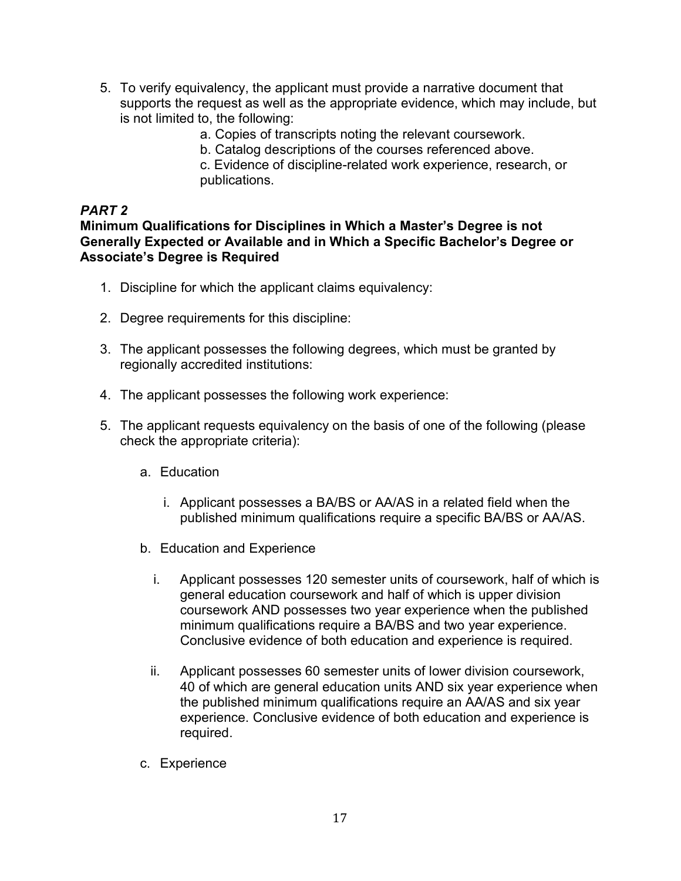5. To verify equivalency, the applicant must provide a narrative document that supports the request as well as the appropriate evidence, which may include, but is not limited to, the following:
   a. Copies of transcripts noting the relevant coursework.
   b. Catalog descriptions of the courses referenced above.
   c. Evidence of discipline-related work experience, research, or publications.

### *PART 2*

**Minimum Qualifications for Disciplines in Which a Master's Degree is not Generally Expected or Available and in Which a Specific Bachelor's Degree or Associate's Degree is Required**

1. Discipline for which the applicant claims equivalency:

2. Degree requirements for this discipline:

3. The applicant possesses the following degrees, which must be granted by regionally accredited institutions:

4. The applicant possesses the following work experience:

5. The applicant requests equivalency on the basis of one of the following (please check the appropriate criteria):

   a. Education

      i. Applicant possesses a BA/BS or AA/AS in a related field when the published minimum qualifications require a specific BA/BS or AA/AS.

   b. Education and Experience

      i. Applicant possesses 120 semester units of coursework, half of which is general education coursework and half of which is upper division coursework AND possesses two year experience when the published minimum qualifications require a BA/BS and two year experience. Conclusive evidence of both education and experience is required.

      ii. Applicant possesses 60 semester units of lower division coursework, 40 of which are general education units AND six year experience when the published minimum qualifications require an AA/AS and six year experience. Conclusive evidence of both education and experience is required.

   c. Experience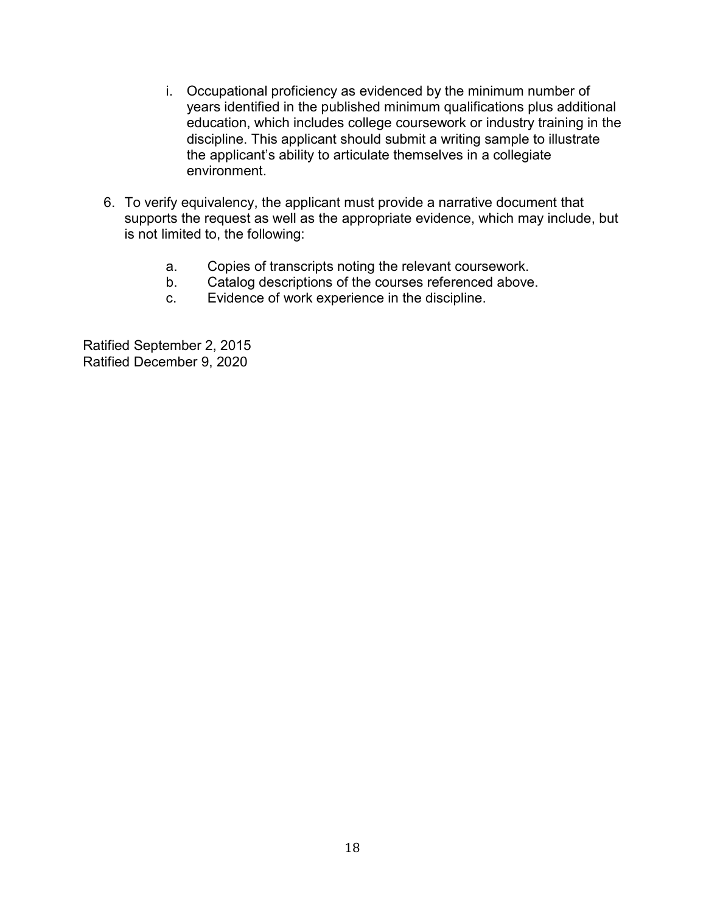i. Occupational proficiency as evidenced by the minimum number of years identified in the published minimum qualifications plus additional education, which includes college coursework or industry training in the discipline. This applicant should submit a writing sample to illustrate the applicant's ability to articulate themselves in a collegiate environment.

6. To verify equivalency, the applicant must provide a narrative document that supports the request as well as the appropriate evidence, which may include, but is not limited to, the following:

   a. Copies of transcripts noting the relevant coursework.
   b. Catalog descriptions of the courses referenced above.
   c. Evidence of work experience in the discipline.

Ratified September 2, 2015
Ratified December 9, 2020